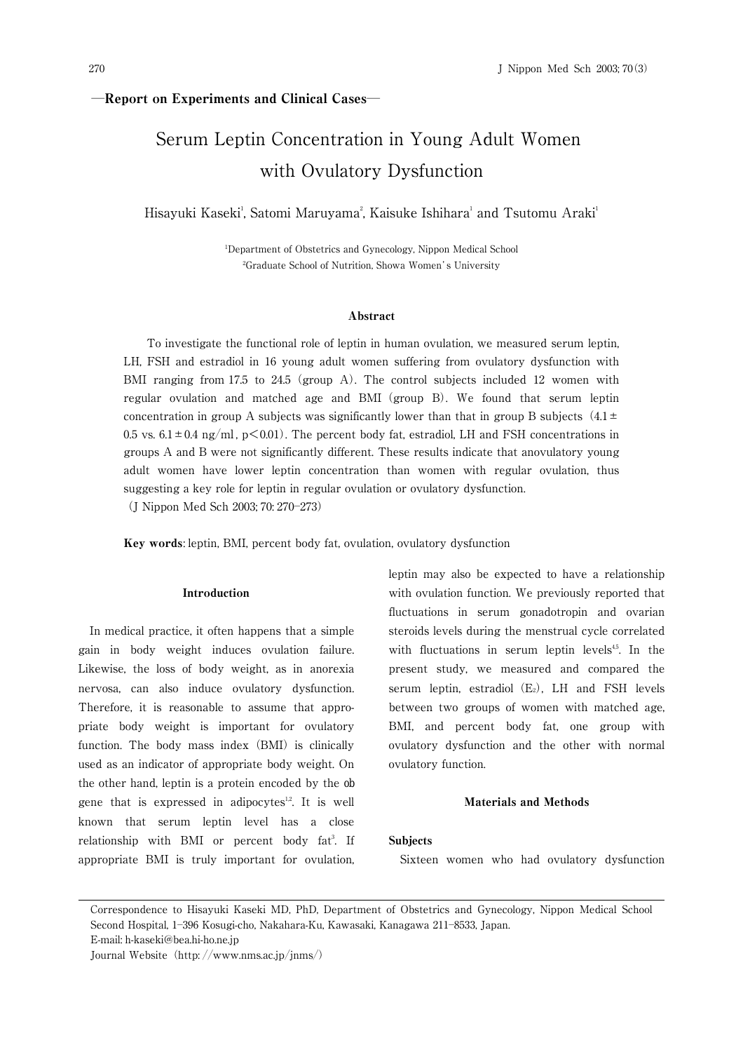—Report on Experiments and Clinical Cases—

# Serum Leptin Concentration in Young Adult Women with Ovulatory Dysfunction

Hisayuki Kaseki[1], Satomi Maruyama[2], Kaisuke Ishihara[1] and Tsutomu Araki[1]

[1]Department of Obstetrics and Gynecology, Nippon Medical School
[2]Graduate School of Nutrition, Showa Women's University

#### Abstract

To investigate the functional role of leptin in human ovulation, we measured serum leptin, LH, FSH and estradiol in 16 young adult women suffering from ovulatory dysfunction with BMI ranging from 17.5 to 24.5 (group A). The control subjects included 12 women with regular ovulation and matched age and BMI (group B). We found that serum leptin concentration in group A subjects was significantly lower than that in group B subjects ($4.1 \pm 0.5$ vs. $6.1 \pm 0.4$ ng/ml, $p < 0.01$). The percent body fat, estradiol, LH and FSH concentrations in groups A and B were not significantly different. These results indicate that anovulatory young adult women have lower leptin concentration than women with regular ovulation, thus suggesting a key role for leptin in regular ovulation or ovulatory dysfunction.
(J Nippon Med Sch 2003; 70: 270–273)

**Key words**: leptin, BMI, percent body fat, ovulation, ovulatory dysfunction

## Introduction

In medical practice, it often happens that a simple gain in body weight induces ovulation failure. Likewise, the loss of body weight, as in anorexia nervosa, can also induce ovulatory dysfunction. Therefore, it is reasonable to assume that appropriate body weight is important for ovulatory function. The body mass index (BMI) is clinically used as an indicator of appropriate body weight. On the other hand, leptin is a protein encoded by the *ob* gene that is expressed in adipocytes[1,2]. It is well known that serum leptin level has a close relationship with BMI or percent body fat[3]. If appropriate BMI is truly important for ovulation, leptin may also be expected to have a relationship with ovulation function. We previously reported that fluctuations in serum gonadotropin and ovarian steroids levels during the menstrual cycle correlated with fluctuations in serum leptin levels[4,5]. In the present study, we measured and compared the serum leptin, estradiol ($E_2$), LH and FSH levels between two groups of women with matched age, BMI, and percent body fat, one group with ovulatory dysfunction and the other with normal ovulatory function.

## Materials and Methods

### Subjects

Sixteen women who had ovulatory dysfunction

Correspondence to Hisayuki Kaseki MD, PhD, Department of Obstetrics and Gynecology, Nippon Medical School Second Hospital, 1–396 Kosugi-cho, Nakahara-Ku, Kawasaki, Kanagawa 211–8533, Japan.
E-mail: h-kaseki@bea.hi-ho.ne.jp
Journal Website (http://www.nms.ac.jp/jnms/)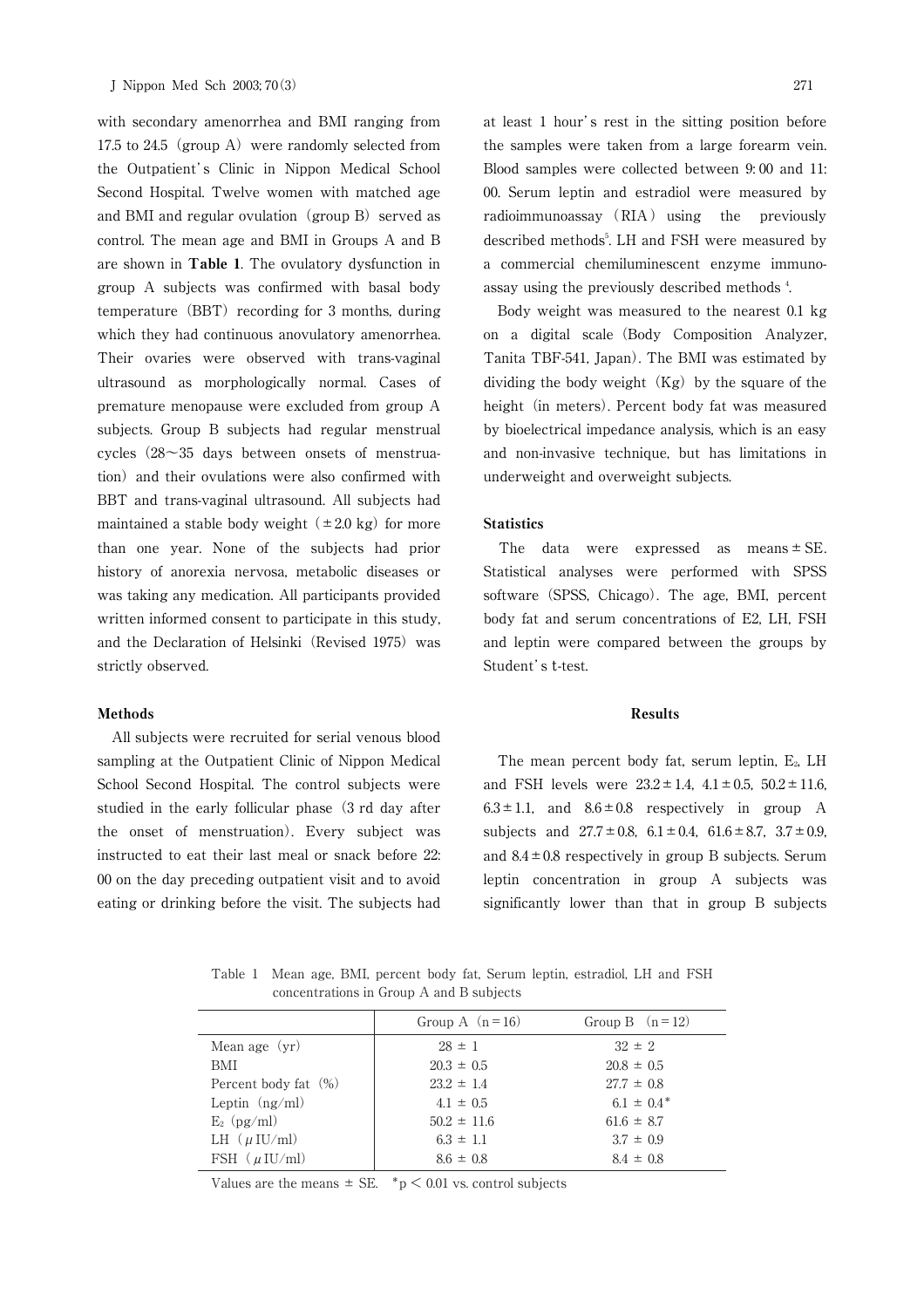with secondary amenorrhea and BMI ranging from 17.5 to 24.5 (group A) were randomly selected from the Outpatient's Clinic in Nippon Medical School Second Hospital. Twelve women with matched age and BMI and regular ovulation (group B) served as control. The mean age and BMI in Groups A and B are shown in **Table 1**. The ovulatory dysfunction in group A subjects was confirmed with basal body temperature (BBT) recording for 3 months, during which they had continuous anovulatory amenorrhea. Their ovaries were observed with trans-vaginal ultrasound as morphologically normal. Cases of premature menopause were excluded from group A subjects. Group B subjects had regular menstrual cycles (28～35 days between onsets of menstruation) and their ovulations were also confirmed with BBT and trans-vaginal ultrasound. All subjects had maintained a stable body weight (±2.0 kg) for more than one year. None of the subjects had prior history of anorexia nervosa, metabolic diseases or was taking any medication. All participants provided written informed consent to participate in this study, and the Declaration of Helsinki (Revised 1975) was strictly observed.

### Methods

All subjects were recruited for serial venous blood sampling at the Outpatient Clinic of Nippon Medical School Second Hospital. The control subjects were studied in the early follicular phase (3 rd day after the onset of menstruation). Every subject was instructed to eat their last meal or snack before 22:00 on the day preceding outpatient visit and to avoid eating or drinking before the visit. The subjects had at least 1 hour's rest in the sitting position before the samples were taken from a large forearm vein. Blood samples were collected between 9:00 and 11:00. Serum leptin and estradiol were measured by radioimmunoassay (RIA) using the previously described methods[5]. LH and FSH were measured by a commercial chemiluminescent enzyme immunoassay using the previously described methods [4].

Body weight was measured to the nearest 0.1 kg on a digital scale (Body Composition Analyzer, Tanita TBF-541, Japan). The BMI was estimated by dividing the body weight (Kg) by the square of the height (in meters). Percent body fat was measured by bioelectrical impedance analysis, which is an easy and non-invasive technique, but has limitations in underweight and overweight subjects.

### Statistics

The data were expressed as means ± SE. Statistical analyses were performed with SPSS software (SPSS, Chicago). The age, BMI, percent body fat and serum concentrations of E2, LH, FSH and leptin were compared between the groups by Student's t-test.

## Results

The mean percent body fat, serum leptin, $E_2$, LH and FSH levels were 23.2 ± 1.4, 4.1 ± 0.5, 50.2 ± 11.6, 6.3 ± 1.1, and 8.6 ± 0.8 respectively in group A subjects and 27.7 ± 0.8, 6.1 ± 0.4, 61.6 ± 8.7, 3.7 ± 0.9, and 8.4 ± 0.8 respectively in group B subjects. Serum leptin concentration in group A subjects was significantly lower than that in group B subjects

Table 1 Mean age, BMI, percent body fat, Serum leptin, estradiol, LH and FSH concentrations in Group A and B subjects

| | Group A (n=16) | Group B (n=12) |
|---|---|---|
| Mean age (yr) | 28 ± 1 | 32 ± 2 |
| BMI | 20.3 ± 0.5 | 20.8 ± 0.5 |
| Percent body fat (%) | 23.2 ± 1.4 | 27.7 ± 0.8 |
| Leptin (ng/ml) | 4.1 ± 0.5 | 6.1 ± 0.4* |
| $E_2$ (pg/ml) | 50.2 ± 11.6 | 61.6 ± 8.7 |
| LH (μIU/ml) | 6.3 ± 1.1 | 3.7 ± 0.9 |
| FSH (μIU/ml) | 8.6 ± 0.8 | 8.4 ± 0.8 |

Values are the means ± SE. *$p < 0.01$ vs. control subjects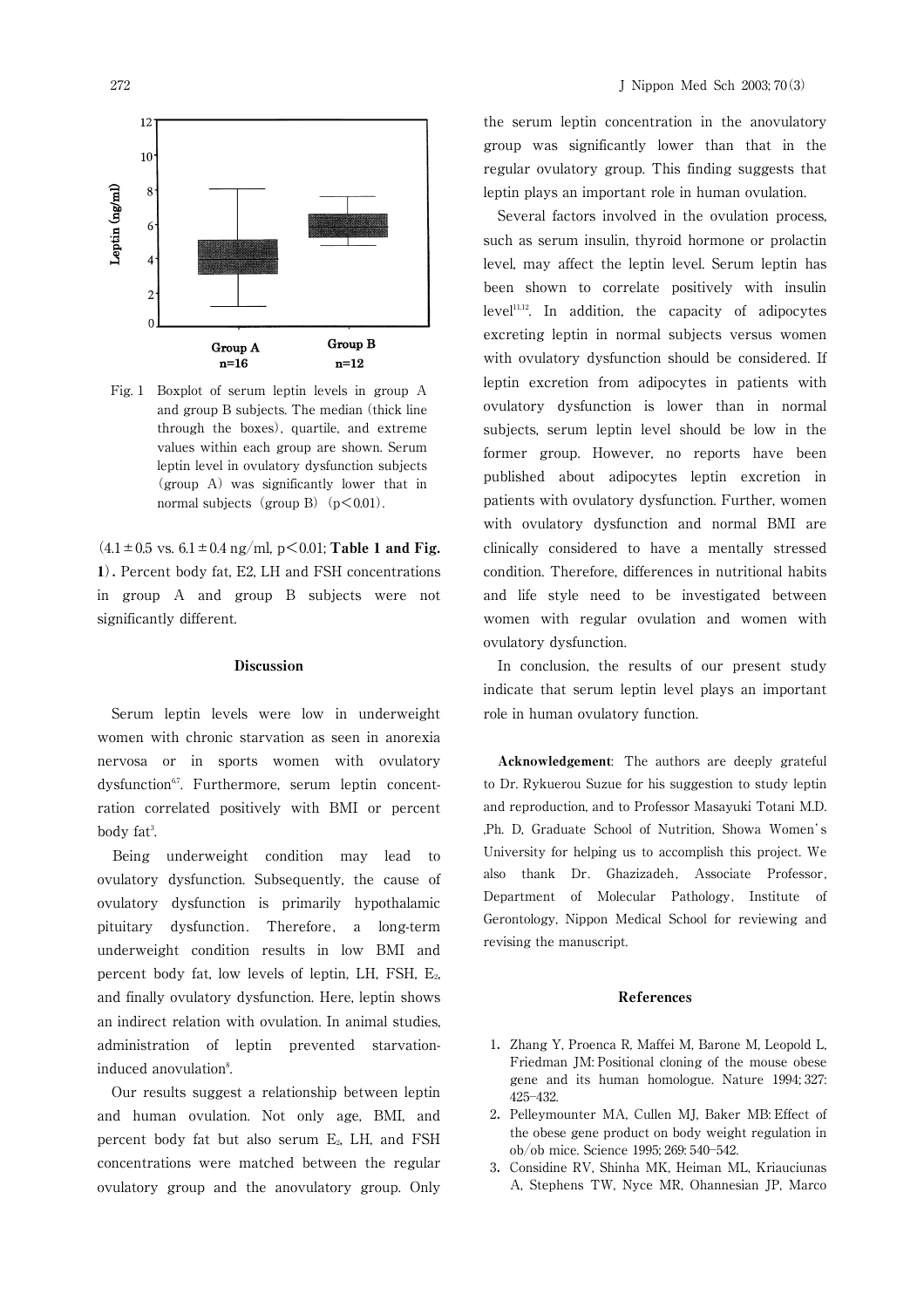Fig. 1 Boxplot of serum leptin levels in group A and group B subjects. The median (thick line through the boxes), quartile, and extreme values within each group are shown. Serum leptin level in ovulatory dysfunction subjects (group A) was significantly lower that in normal subjects (group B) ($p<0.01$).

($4.1 \pm 0.5$ vs. $6.1 \pm 0.4$ ng/ml, $p<0.01$; **Table 1 and Fig. 1**). Percent body fat, E2, LH and FSH concentrations in group A and group B subjects were not significantly different.

## Discussion

Serum leptin levels were low in underweight women with chronic starvation as seen in anorexia nervosa or in sports women with ovulatory dysfunction[6,7]. Furthermore, serum leptin concentration correlated positively with BMI or percent body fat[3].

Being underweight condition may lead to ovulatory dysfunction. Subsequently, the cause of ovulatory dysfunction is primarily hypothalamic pituitary dysfunction. Therefore, a long-term underweight condition results in low BMI and percent body fat, low levels of leptin, LH, FSH, $E_2$, and finally ovulatory dysfunction. Here, leptin shows an indirect relation with ovulation. In animal studies, administration of leptin prevented starvation-induced anovulation[8].

Our results suggest a relationship between leptin and human ovulation. Not only age, BMI, and percent body fat but also serum $E_2$, LH, and FSH concentrations were matched between the regular ovulatory group and the anovulatory group. Only the serum leptin concentration in the anovulatory group was significantly lower than that in the regular ovulatory group. This finding suggests that leptin plays an important role in human ovulation.

Several factors involved in the ovulation process, such as serum insulin, thyroid hormone or prolactin level, may affect the leptin level. Serum leptin has been shown to correlate positively with insulin level[11,12]. In addition, the capacity of adipocytes excreting leptin in normal subjects versus women with ovulatory dysfunction should be considered. If leptin excretion from adipocytes in patients with ovulatory dysfunction is lower than in normal subjects, serum leptin level should be low in the former group. However, no reports have been published about adipocytes leptin excretion in patients with ovulatory dysfunction. Further, women with ovulatory dysfunction and normal BMI are clinically considered to have a mentally stressed condition. Therefore, differences in nutritional habits and life style need to be investigated between women with regular ovulation and women with ovulatory dysfunction.

In conclusion, the results of our present study indicate that serum leptin level plays an important role in human ovulatory function.

**Acknowledgement**: The authors are deeply grateful to Dr. Rykuerou Suzue for his suggestion to study leptin and reproduction, and to Professor Masayuki Totani M.D. ,Ph. D, Graduate School of Nutrition, Showa Women's University for helping us to accomplish this project. We also thank Dr. Ghazizadeh, Associate Professor, Department of Molecular Pathology, Institute of Gerontology, Nippon Medical School for reviewing and revising the manuscript.

## References

1. Zhang Y, Proenca R, Maffei M, Barone M, Leopold L, Friedman JM: Positional cloning of the mouse obese gene and its human homologue. Nature 1994; 327: 425–432.
2. Pelleymounter MA, Cullen MJ, Baker MB: Effect of the obese gene product on body weight regulation in ob/ob mice. Science 1995; 269: 540–542.
3. Considine RV, Shinha MK, Heiman ML, Kriauciunas A, Stephens TW, Nyce MR, Ohannesian JP, Marco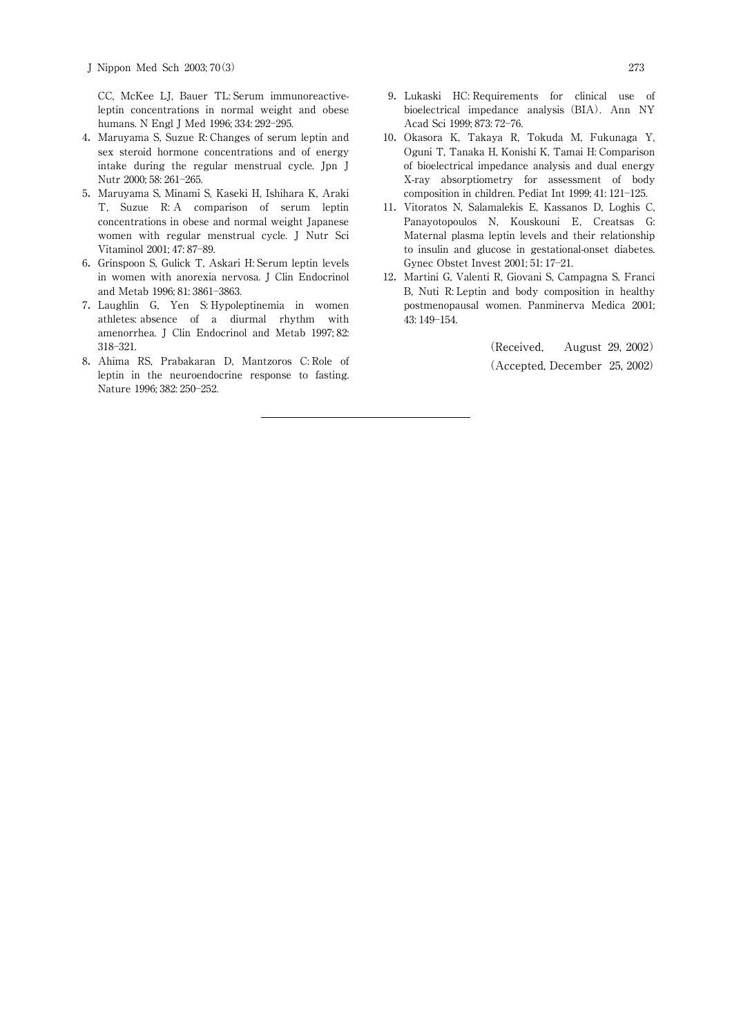CC, McKee LJ, Bauer TL: Serum immunoreactive-leptin concentrations in normal weight and obese humans. N Engl J Med 1996; 334: 292–295.

4. Maruyama S, Suzue R: Changes of serum leptin and sex steroid hormone concentrations and of energy intake during the regular menstrual cycle. Jpn J Nutr 2000; 58: 261–265.
5. Maruyama S, Minami S, Kaseki H, Ishihara K, Araki T, Suzue R: A comparison of serum leptin concentrations in obese and normal weight Japanese women with regular menstrual cycle. J Nutr Sci Vitaminol 2001; 47: 87–89.
6. Grinspoon S, Gulick T, Askari H: Serum leptin levels in women with anorexia nervosa. J Clin Endocrinol and Metab 1996; 81: 3861–3863.
7. Laughlin G, Yen S: Hypoleptinemia in women athletes: absence of a diurmal rhythm with amenorrhea. J Clin Endocrinol and Metab 1997; 82: 318–321.
8. Ahima RS, Prabakaran D, Mantzoros C: Role of leptin in the neuroendocrine response to fasting. Nature 1996; 382: 250–252.
9. Lukaski HC: Requirements for clinical use of bioelectrical impedance analysis (BIA). Ann NY Acad Sci 1999; 873: 72–76.
10. Okasora K, Takaya R, Tokuda M, Fukunaga Y, Oguni T, Tanaka H, Konishi K, Tamai H: Comparison of bioelectrical impedance analysis and dual energy X-ray absorptiometry for assessment of body composition in children. Pediat Int 1999; 41: 121–125.
11. Vitoratos N, Salamalekis E, Kassanos D, Loghis C, Panayotopoulos N, Kouskouni E, Creatsas G: Maternal plasma leptin levels and their relationship to insulin and glucose in gestational-onset diabetes. Gynec Obstet Invest 2001; 51: 17–21.
12. Martini G, Valenti R, Giovani S, Campagna S, Franci B, Nuti R: Leptin and body composition in healthy postmenopausal women. Panminerva Medica 2001; 43: 149–154.

(Received, August 29, 2002)
(Accepted, December 25, 2002)